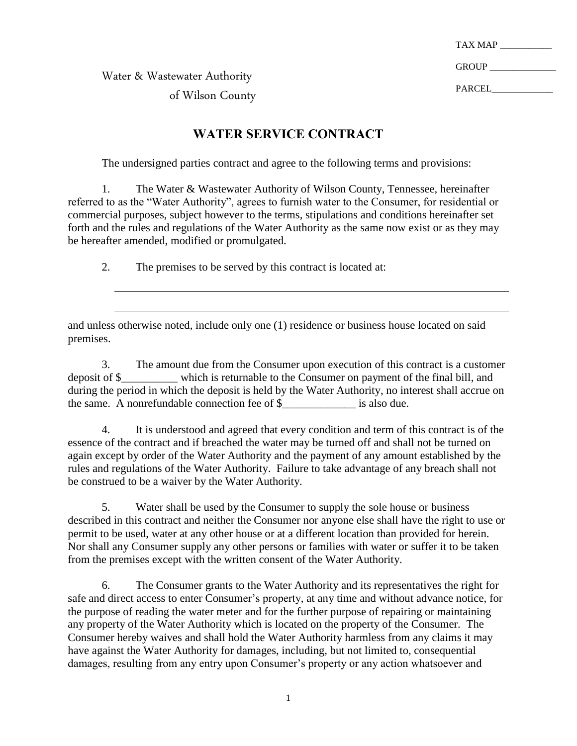TAX MAP ___________

GROUP ______________

PARCEL_____________

Water & Wastewater Authority
of Wilson County

# WATER SERVICE CONTRACT

The undersigned parties contract and agree to the following terms and provisions:

1. The Water & Wastewater Authority of Wilson County, Tennessee, hereinafter referred to as the "Water Authority", agrees to furnish water to the Consumer, for residential or commercial purposes, subject however to the terms, stipulations and conditions hereinafter set forth and the rules and regulations of the Water Authority as the same now exist or as they may be hereafter amended, modified or promulgated.

2. The premises to be served by this contract is located at:

______________________________________________________________________

______________________________________________________________________

and unless otherwise noted, include only one (1) residence or business house located on said premises.

3. The amount due from the Consumer upon execution of this contract is a customer deposit of $__________ which is returnable to the Consumer on payment of the final bill, and during the period in which the deposit is held by the Water Authority, no interest shall accrue on the same. A nonrefundable connection fee of $_____________ is also due.

4. It is understood and agreed that every condition and term of this contract is of the essence of the contract and if breached the water may be turned off and shall not be turned on again except by order of the Water Authority and the payment of any amount established by the rules and regulations of the Water Authority. Failure to take advantage of any breach shall not be construed to be a waiver by the Water Authority.

5. Water shall be used by the Consumer to supply the sole house or business described in this contract and neither the Consumer nor anyone else shall have the right to use or permit to be used, water at any other house or at a different location than provided for herein. Nor shall any Consumer supply any other persons or families with water or suffer it to be taken from the premises except with the written consent of the Water Authority.

6. The Consumer grants to the Water Authority and its representatives the right for safe and direct access to enter Consumer's property, at any time and without advance notice, for the purpose of reading the water meter and for the further purpose of repairing or maintaining any property of the Water Authority which is located on the property of the Consumer. The Consumer hereby waives and shall hold the Water Authority harmless from any claims it may have against the Water Authority for damages, including, but not limited to, consequential damages, resulting from any entry upon Consumer's property or any action whatsoever and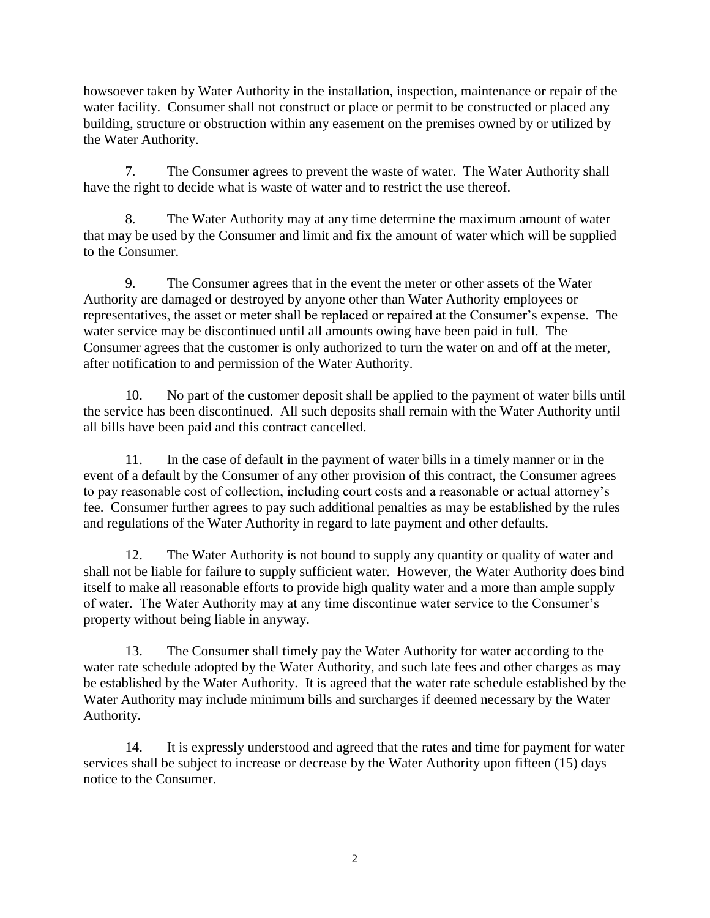howsoever taken by Water Authority in the installation, inspection, maintenance or repair of the water facility. Consumer shall not construct or place or permit to be constructed or placed any building, structure or obstruction within any easement on the premises owned by or utilized by the Water Authority.

7. The Consumer agrees to prevent the waste of water. The Water Authority shall have the right to decide what is waste of water and to restrict the use thereof.

8. The Water Authority may at any time determine the maximum amount of water that may be used by the Consumer and limit and fix the amount of water which will be supplied to the Consumer.

9. The Consumer agrees that in the event the meter or other assets of the Water Authority are damaged or destroyed by anyone other than Water Authority employees or representatives, the asset or meter shall be replaced or repaired at the Consumer's expense. The water service may be discontinued until all amounts owing have been paid in full. The Consumer agrees that the customer is only authorized to turn the water on and off at the meter, after notification to and permission of the Water Authority.

10. No part of the customer deposit shall be applied to the payment of water bills until the service has been discontinued. All such deposits shall remain with the Water Authority until all bills have been paid and this contract cancelled.

11. In the case of default in the payment of water bills in a timely manner or in the event of a default by the Consumer of any other provision of this contract, the Consumer agrees to pay reasonable cost of collection, including court costs and a reasonable or actual attorney's fee. Consumer further agrees to pay such additional penalties as may be established by the rules and regulations of the Water Authority in regard to late payment and other defaults.

12. The Water Authority is not bound to supply any quantity or quality of water and shall not be liable for failure to supply sufficient water. However, the Water Authority does bind itself to make all reasonable efforts to provide high quality water and a more than ample supply of water. The Water Authority may at any time discontinue water service to the Consumer's property without being liable in anyway.

13. The Consumer shall timely pay the Water Authority for water according to the water rate schedule adopted by the Water Authority, and such late fees and other charges as may be established by the Water Authority. It is agreed that the water rate schedule established by the Water Authority may include minimum bills and surcharges if deemed necessary by the Water Authority.

14. It is expressly understood and agreed that the rates and time for payment for water services shall be subject to increase or decrease by the Water Authority upon fifteen (15) days notice to the Consumer.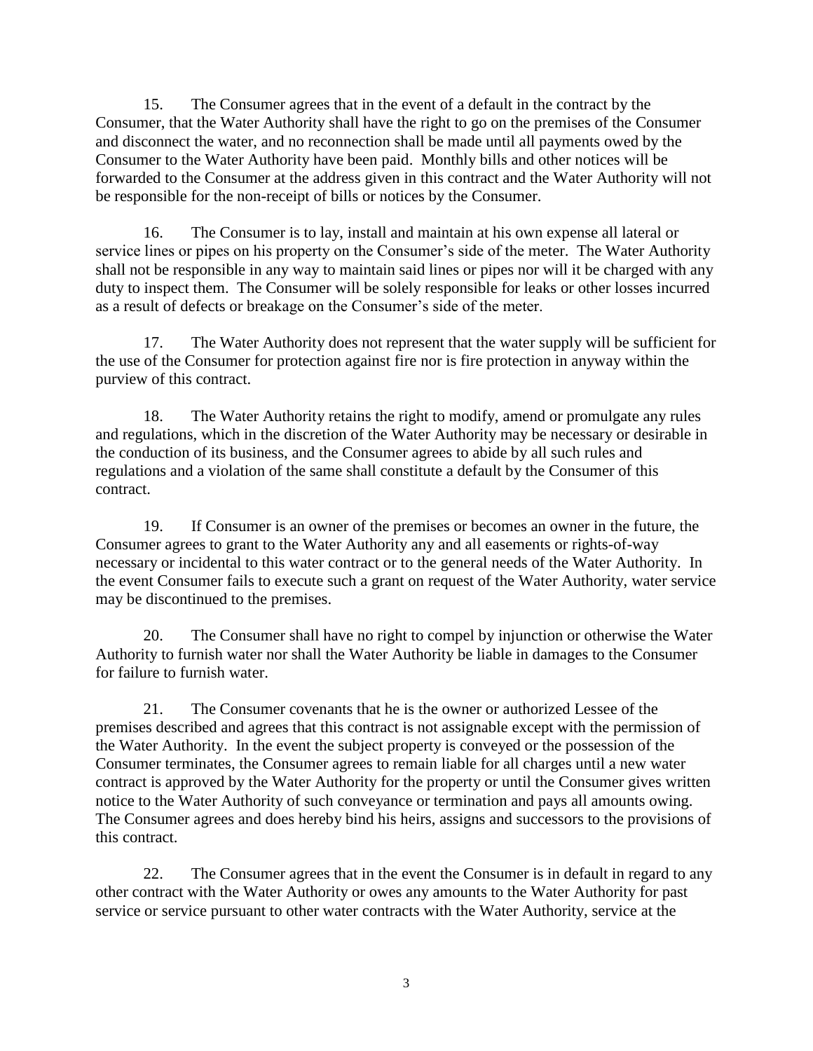15. The Consumer agrees that in the event of a default in the contract by the Consumer, that the Water Authority shall have the right to go on the premises of the Consumer and disconnect the water, and no reconnection shall be made until all payments owed by the Consumer to the Water Authority have been paid. Monthly bills and other notices will be forwarded to the Consumer at the address given in this contract and the Water Authority will not be responsible for the non-receipt of bills or notices by the Consumer.

16. The Consumer is to lay, install and maintain at his own expense all lateral or service lines or pipes on his property on the Consumer's side of the meter. The Water Authority shall not be responsible in any way to maintain said lines or pipes nor will it be charged with any duty to inspect them. The Consumer will be solely responsible for leaks or other losses incurred as a result of defects or breakage on the Consumer's side of the meter.

17. The Water Authority does not represent that the water supply will be sufficient for the use of the Consumer for protection against fire nor is fire protection in anyway within the purview of this contract.

18. The Water Authority retains the right to modify, amend or promulgate any rules and regulations, which in the discretion of the Water Authority may be necessary or desirable in the conduction of its business, and the Consumer agrees to abide by all such rules and regulations and a violation of the same shall constitute a default by the Consumer of this contract.

19. If Consumer is an owner of the premises or becomes an owner in the future, the Consumer agrees to grant to the Water Authority any and all easements or rights-of-way necessary or incidental to this water contract or to the general needs of the Water Authority. In the event Consumer fails to execute such a grant on request of the Water Authority, water service may be discontinued to the premises.

20. The Consumer shall have no right to compel by injunction or otherwise the Water Authority to furnish water nor shall the Water Authority be liable in damages to the Consumer for failure to furnish water.

21. The Consumer covenants that he is the owner or authorized Lessee of the premises described and agrees that this contract is not assignable except with the permission of the Water Authority. In the event the subject property is conveyed or the possession of the Consumer terminates, the Consumer agrees to remain liable for all charges until a new water contract is approved by the Water Authority for the property or until the Consumer gives written notice to the Water Authority of such conveyance or termination and pays all amounts owing. The Consumer agrees and does hereby bind his heirs, assigns and successors to the provisions of this contract.

22. The Consumer agrees that in the event the Consumer is in default in regard to any other contract with the Water Authority or owes any amounts to the Water Authority for past service or service pursuant to other water contracts with the Water Authority, service at the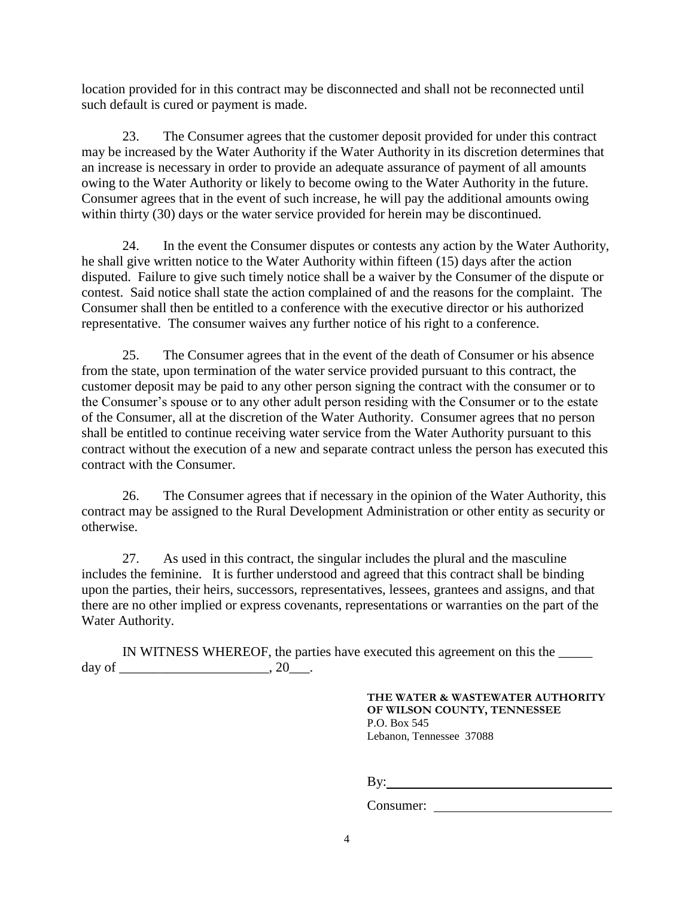location provided for in this contract may be disconnected and shall not be reconnected until such default is cured or payment is made.

23. The Consumer agrees that the customer deposit provided for under this contract may be increased by the Water Authority if the Water Authority in its discretion determines that an increase is necessary in order to provide an adequate assurance of payment of all amounts owing to the Water Authority or likely to become owing to the Water Authority in the future. Consumer agrees that in the event of such increase, he will pay the additional amounts owing within thirty (30) days or the water service provided for herein may be discontinued.

24. In the event the Consumer disputes or contests any action by the Water Authority, he shall give written notice to the Water Authority within fifteen (15) days after the action disputed. Failure to give such timely notice shall be a waiver by the Consumer of the dispute or contest. Said notice shall state the action complained of and the reasons for the complaint. The Consumer shall then be entitled to a conference with the executive director or his authorized representative. The consumer waives any further notice of his right to a conference.

25. The Consumer agrees that in the event of the death of Consumer or his absence from the state, upon termination of the water service provided pursuant to this contract, the customer deposit may be paid to any other person signing the contract with the consumer or to the Consumer's spouse or to any other adult person residing with the Consumer or to the estate of the Consumer, all at the discretion of the Water Authority. Consumer agrees that no person shall be entitled to continue receiving water service from the Water Authority pursuant to this contract without the execution of a new and separate contract unless the person has executed this contract with the Consumer.

26. The Consumer agrees that if necessary in the opinion of the Water Authority, this contract may be assigned to the Rural Development Administration or other entity as security or otherwise.

27. As used in this contract, the singular includes the plural and the masculine includes the feminine. It is further understood and agreed that this contract shall be binding upon the parties, their heirs, successors, representatives, lessees, grantees and assigns, and that there are no other implied or express covenants, representations or warranties on the part of the Water Authority.

IN WITNESS WHEREOF, the parties have executed this agreement on this the _____ day of ______________________, 20___.

**THE WATER & WASTEWATER AUTHORITY OF WILSON COUNTY, TENNESSEE**
P.O. Box 545
Lebanon, Tennessee 37088

By:__________________________________

Consumer: ___________________________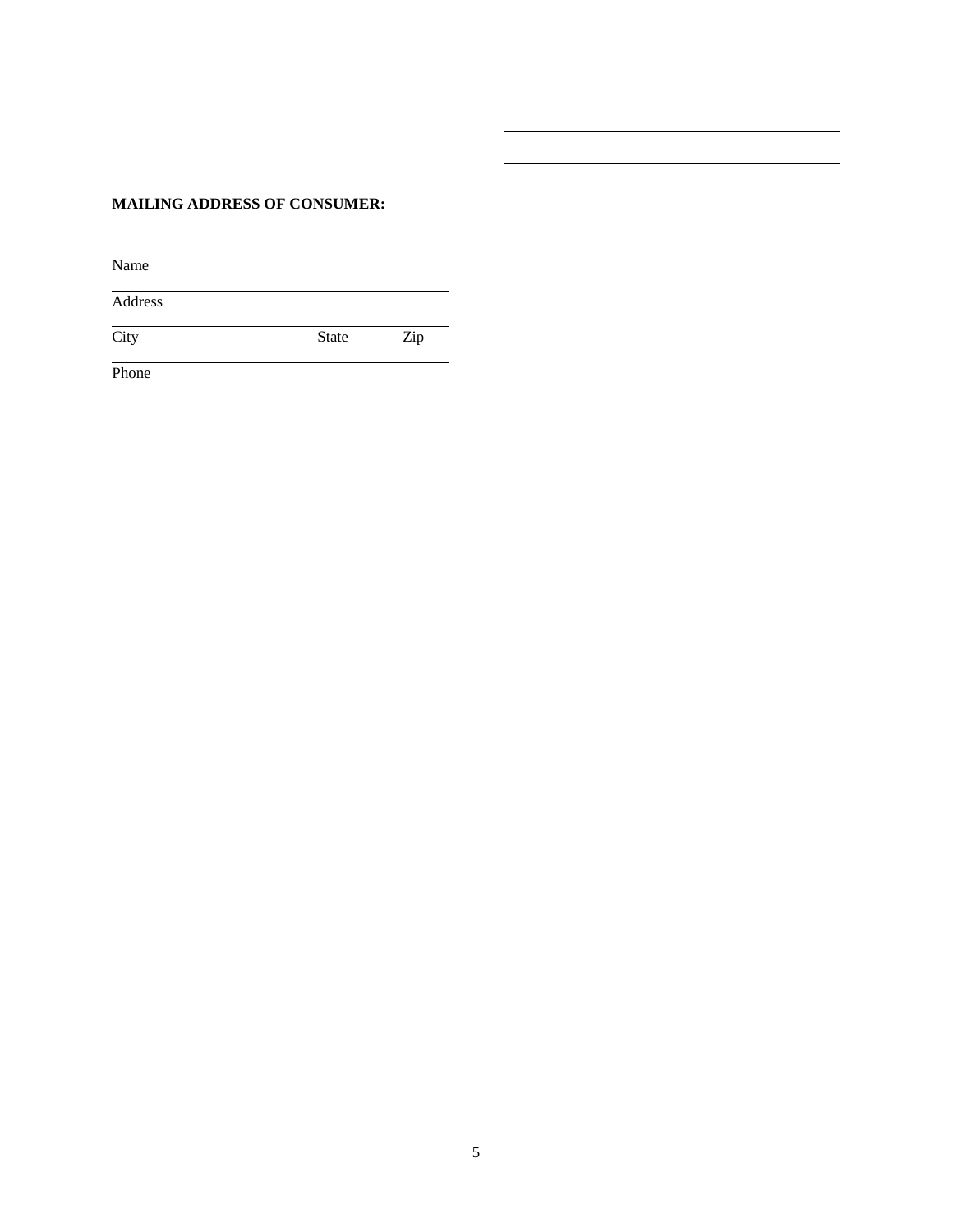**MAILING ADDRESS OF CONSUMER:**

______________________________
Name

______________________________
Address

______________________________
City State Zip

______________________________
Phone